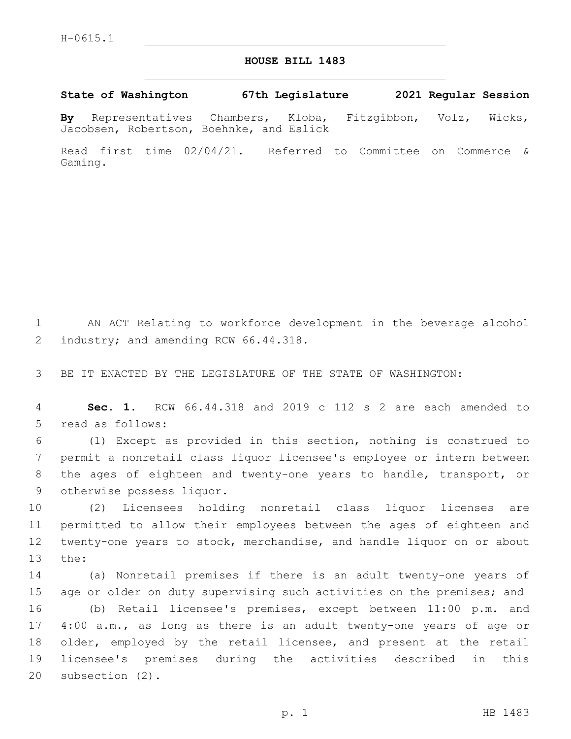H-0615.1

# HOUSE BILL 1483

**State of Washington 67th Legislature 2021 Regular Session**

**By** Representatives Chambers, Kloba, Fitzgibbon, Volz, Wicks, Jacobsen, Robertson, Boehnke, and Eslick

Read first time 02/04/21. Referred to Committee on Commerce & Gaming.

AN ACT Relating to workforce development in the beverage alcohol industry; and amending RCW 66.44.318.

BE IT ENACTED BY THE LEGISLATURE OF THE STATE OF WASHINGTON:

**Sec. 1.** RCW 66.44.318 and 2019 c 112 s 2 are each amended to read as follows:

(1) Except as provided in this section, nothing is construed to permit a nonretail class liquor licensee's employee or intern between the ages of eighteen and twenty-one years to handle, transport, or otherwise possess liquor.

(2) Licensees holding nonretail class liquor licenses are permitted to allow their employees between the ages of eighteen and twenty-one years to stock, merchandise, and handle liquor on or about the:

(a) Nonretail premises if there is an adult twenty-one years of age or older on duty supervising such activities on the premises; and

(b) Retail licensee's premises, except between 11:00 p.m. and 4:00 a.m., as long as there is an adult twenty-one years of age or older, employed by the retail licensee, and present at the retail licensee's premises during the activities described in this subsection (2).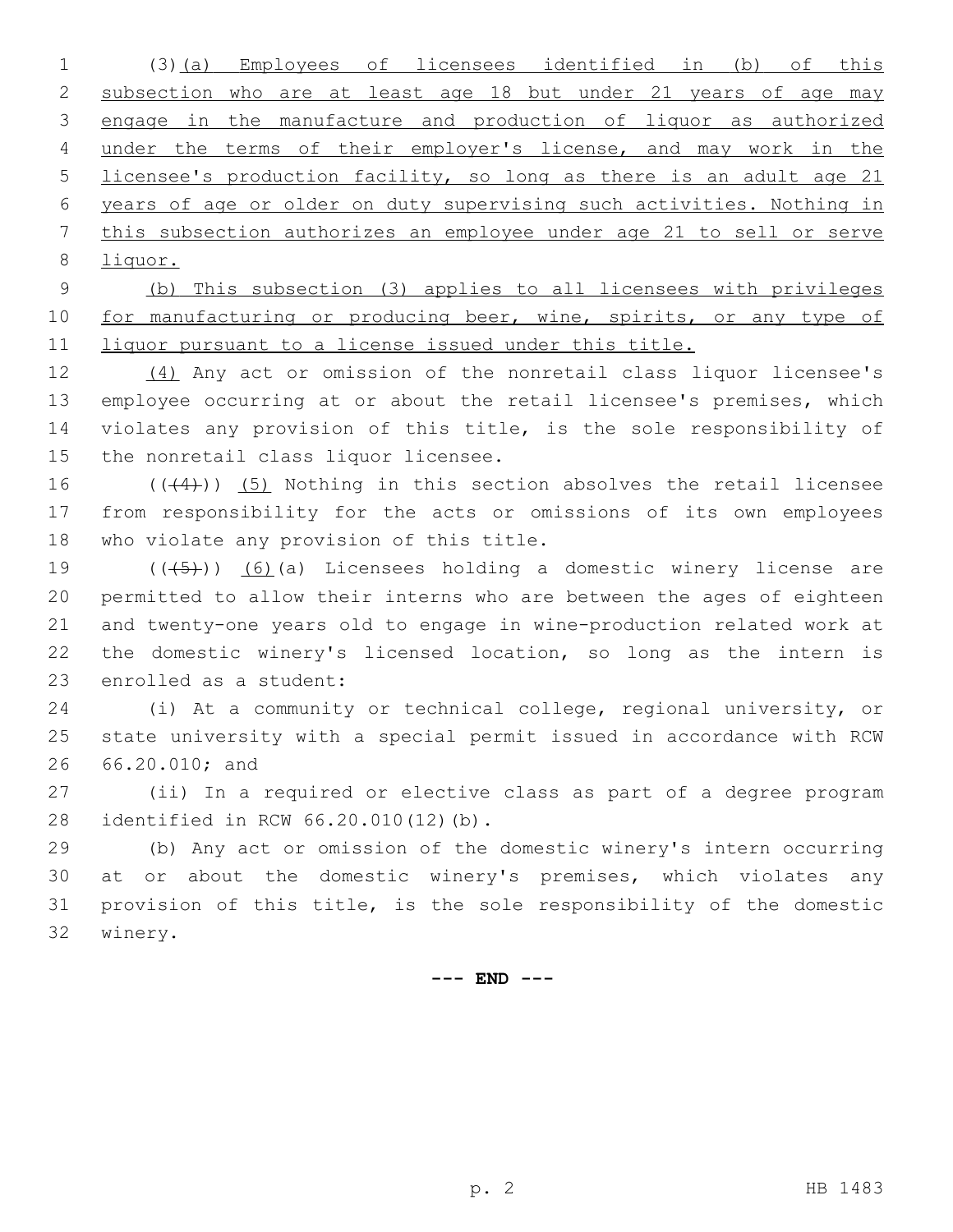(3)(a) Employees of licensees identified in (b) of this subsection who are at least age 18 but under 21 years of age may engage in the manufacture and production of liquor as authorized under the terms of their employer's license, and may work in the licensee's production facility, so long as there is an adult age 21 years of age or older on duty supervising such activities. Nothing in this subsection authorizes an employee under age 21 to sell or serve liquor.

(b) This subsection (3) applies to all licensees with privileges for manufacturing or producing beer, wine, spirits, or any type of liquor pursuant to a license issued under this title.

(4) Any act or omission of the nonretail class liquor licensee's employee occurring at or about the retail licensee's premises, which violates any provision of this title, is the sole responsibility of the nonretail class liquor licensee.

(((4))) (5) Nothing in this section absolves the retail licensee from responsibility for the acts or omissions of its own employees who violate any provision of this title.

(((5))) (6)(a) Licensees holding a domestic winery license are permitted to allow their interns who are between the ages of eighteen and twenty-one years old to engage in wine-production related work at the domestic winery's licensed location, so long as the intern is enrolled as a student:

(i) At a community or technical college, regional university, or state university with a special permit issued in accordance with RCW 66.20.010; and

(ii) In a required or elective class as part of a degree program identified in RCW 66.20.010(12)(b).

(b) Any act or omission of the domestic winery's intern occurring at or about the domestic winery's premises, which violates any provision of this title, is the sole responsibility of the domestic winery.

**--- END ---**